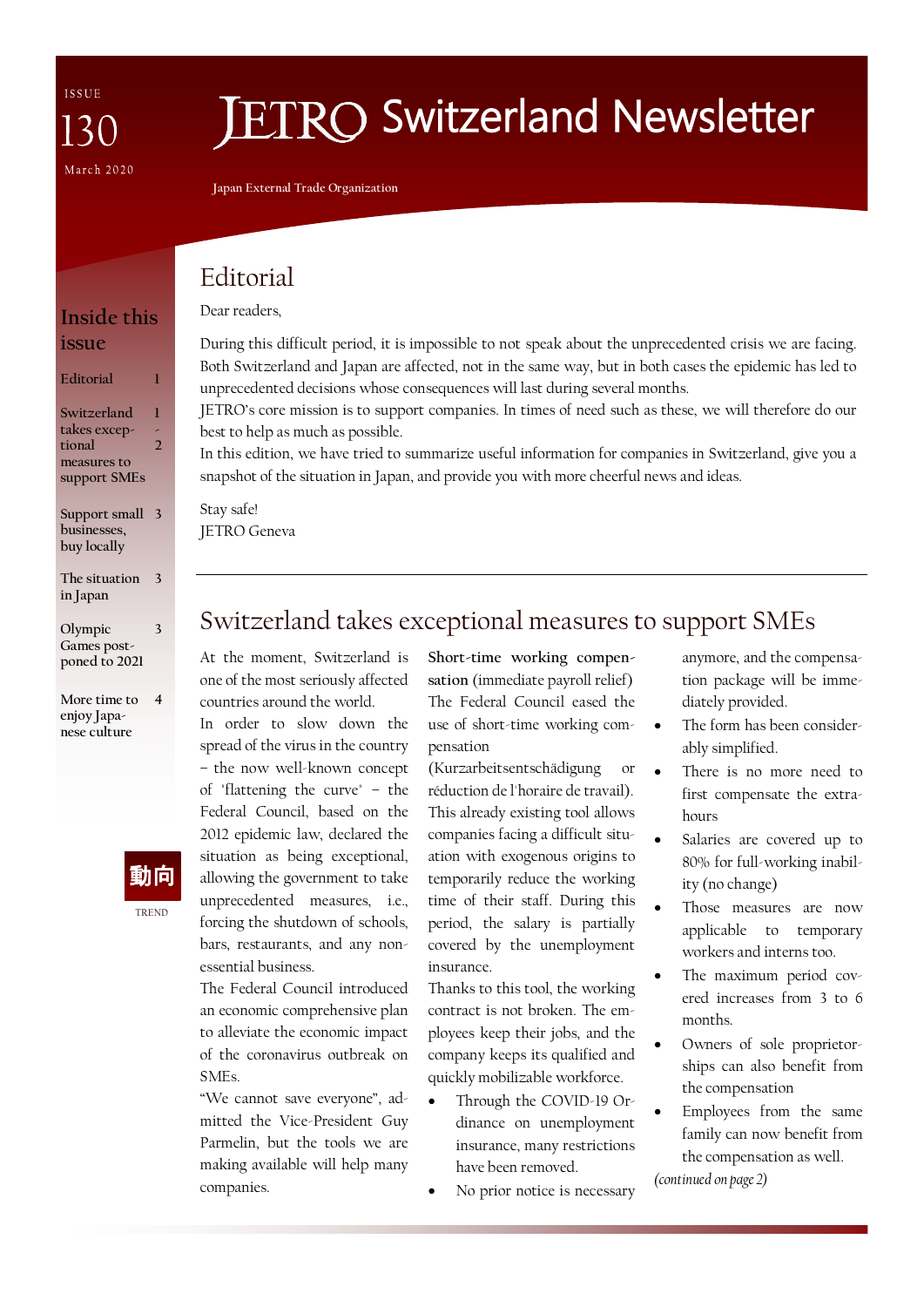ISSUE 130

March 2020

# JETRO Switzerland Newsletter

Japan External Trade Organization

## Inside this issue

| | |
|---|---|
| Editorial | 1 |
| Switzerland takes exceptional measures to support SMEs | 1-2 |
| Support small businesses, buy locally | 3 |
| The situation in Japan | 3 |
| Olympic Games postponed to 2021 | 3 |
| More time to enjoy Japanese culture | 4 |

動向

TREND

## Editorial

Dear readers,

During this difficult period, it is impossible to not speak about the unprecedented crisis we are facing. Both Switzerland and Japan are affected, not in the same way, but in both cases the epidemic has led to unprecedented decisions whose consequences will last during several months.

JETRO's core mission is to support companies. In times of need such as these, we will therefore do our best to help as much as possible.

In this edition, we have tried to summarize useful information for companies in Switzerland, give you a snapshot of the situation in Japan, and provide you with more cheerful news and ideas.

Stay safe!

JETRO Geneva

## Switzerland takes exceptional measures to support SMEs

At the moment, Switzerland is one of the most seriously affected countries around the world.

In order to slow down the spread of the virus in the country – the now well-known concept of 'flattening the curve' – the Federal Council, based on the 2012 epidemic law, declared the situation as being exceptional, allowing the government to take unprecedented measures, i.e., forcing the shutdown of schools, bars, restaurants, and any non-essential business.

The Federal Council introduced an economic comprehensive plan to alleviate the economic impact of the coronavirus outbreak on SMEs.

"We cannot save everyone", admitted the Vice-President Guy Parmelin, but the tools we are making available will help many companies.

**Short-time working compensation** (immediate payroll relief)

The Federal Council eased the use of short-time working compensation (Kurzarbeitsentschädigung or réduction de l'horaire de travail). This already existing tool allows companies facing a difficult situation with exogenous origins to temporarily reduce the working time of their staff. During this period, the salary is partially covered by the unemployment insurance.

Thanks to this tool, the working contract is not broken. The employees keep their jobs, and the company keeps its qualified and quickly mobilizable workforce.

- Through the COVID-19 Ordinance on unemployment insurance, many restrictions have been removed.
- No prior notice is necessary anymore, and the compensation package will be immediately provided.
- The form has been considerably simplified.
- There is no more need to first compensate the extra-hours
- Salaries are covered up to 80% for full-working inability (no change)
- Those measures are now applicable to temporary workers and interns too.
- The maximum period covered increases from 3 to 6 months.
- Owners of sole proprietorships can also benefit from the compensation
- Employees from the same family can now benefit from the compensation as well.

*(continued on page 2)*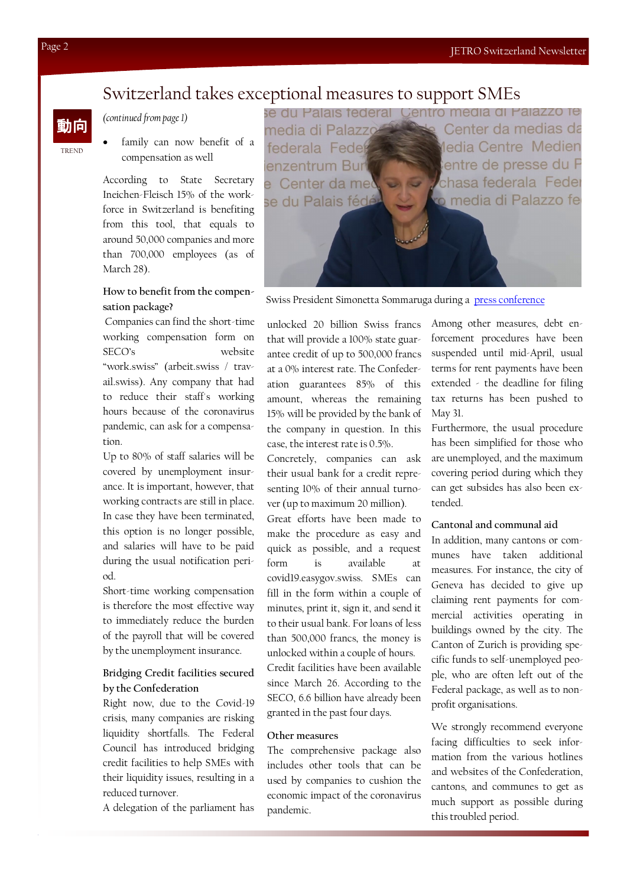# Switzerland takes exceptional measures to support SMEs

動向

TREND

*(continued from page 1)*

- family can now benefit of a compensation as well

According to State Secretary Ineichen-Fleisch 15% of the workforce in Switzerland is benefiting from this tool, that equals to around 50,000 companies and more than 700,000 employees (as of March 28).

### How to benefit from the compensation package?

Companies can find the short-time working compensation form on SECO's website "work.swiss" (arbeit.swiss / travail.swiss). Any company that had to reduce their staff's working hours because of the coronavirus pandemic, can ask for a compensation.

Up to 80% of staff salaries will be covered by unemployment insurance. It is important, however, that working contracts are still in place. In case they have been terminated, this option is no longer possible, and salaries will have to be paid during the usual notification period.

Short-time working compensation is therefore the most effective way to immediately reduce the burden of the payroll that will be covered by the unemployment insurance.

### Bridging Credit facilities secured by the Confederation

Right now, due to the Covid-19 crisis, many companies are risking liquidity shortfalls. The Federal Council has introduced bridging credit facilities to help SMEs with their liquidity issues, resulting in a reduced turnover.

A delegation of the parliament has unlocked 20 billion Swiss francs that will provide a 100% state guarantee credit of up to 500,000 francs at a 0% interest rate. The Confederation guarantees 85% of this amount, whereas the remaining 15% will be provided by the bank of the company in question. In this case, the interest rate is 0.5%.

Concretely, companies can ask their usual bank for a credit representing 10% of their annual turnover (up to maximum 20 million).

Great efforts have been made to make the procedure as easy and quick as possible, and a request form is available at covid19.easygov.swiss. SMEs can fill in the form within a couple of minutes, print it, sign it, and send it to their usual bank. For loans of less than 500,000 francs, the money is unlocked within a couple of hours.

Credit facilities have been available since March 26. According to the SECO, 6.6 billion have already been granted in the past four days.

### Other measures

The comprehensive package also includes other tools that can be used by companies to cushion the economic impact of the coronavirus pandemic.

Swiss President Simonetta Sommaruga during a press conference

Among other measures, debt enforcement procedures have been suspended until mid-April, usual terms for rent payments have been extended - the deadline for filing tax returns has been pushed to May 31.

Furthermore, the usual procedure has been simplified for those who are unemployed, and the maximum covering period during which they can get subsides has also been extended.

### Cantonal and communal aid

In addition, many cantons or communes have taken additional measures. For instance, the city of Geneva has decided to give up claiming rent payments for commercial activities operating in buildings owned by the city. The Canton of Zurich is providing specific funds to self-unemployed people, who are often left out of the Federal package, as well as to non-profit organisations.

We strongly recommend everyone facing difficulties to seek information from the various hotlines and websites of the Confederation, cantons, and communes to get as much support as possible during this troubled period.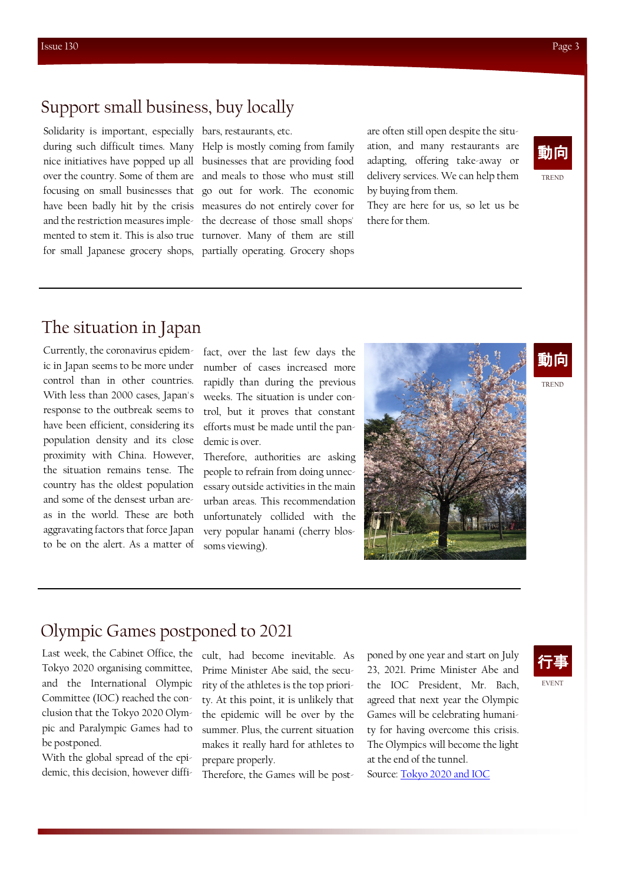## Support small business, buy locally

Solidarity is important, especially during such difficult times. Many nice initiatives have popped up all over the country. Some of them are focusing on small businesses that have been badly hit by the crisis and the restriction measures implemented to stem it. This is also true for small Japanese grocery shops, bars, restaurants, etc.

Help is mostly coming from family businesses that are providing food and meals to those who must still go out for work. The economic measures do not entirely cover for the decrease of those small shops' turnover. Many of them are still partially operating. Grocery shops are often still open despite the situation, and many restaurants are adapting, offering take-away or delivery services. We can help them by buying from them.

They are here for us, so let us be there for them.

動向

TREND

## The situation in Japan

Currently, the coronavirus epidemic in Japan seems to be more under control than in other countries. With less than 2000 cases, Japan's response to the outbreak seems to have been efficient, considering its population density and its close proximity with China. However, the situation remains tense. The country has the oldest population and some of the densest urban areas in the world. These are both aggravating factors that force Japan to be on the alert. As a matter of fact, over the last few days the number of cases increased more rapidly than during the previous weeks. The situation is under control, but it proves that constant efforts must be made until the pandemic is over.

Therefore, authorities are asking people to refrain from doing unnecessary outside activities in the main urban areas. This recommendation unfortunately collided with the very popular hanami (cherry blossoms viewing).

動向

TREND

## Olympic Games postponed to 2021

Last week, the Cabinet Office, the Tokyo 2020 organising committee, and the International Olympic Committee (IOC) reached the conclusion that the Tokyo 2020 Olympic and Paralympic Games had to be postponed.

With the global spread of the epidemic, this decision, however difficult, had become inevitable. As Prime Minister Abe said, the security of the athletes is the top priority. At this point, it is unlikely that the epidemic will be over by the summer. Plus, the current situation makes it really hard for athletes to prepare properly.

Therefore, the Games will be postponed by one year and start on July 23, 2021. Prime Minister Abe and the IOC President, Mr. Bach, agreed that next year the Olympic Games will be celebrating humanity for having overcome this crisis. The Olympics will become the light at the end of the tunnel.

Source: Tokyo 2020 and IOC

行事

EVENT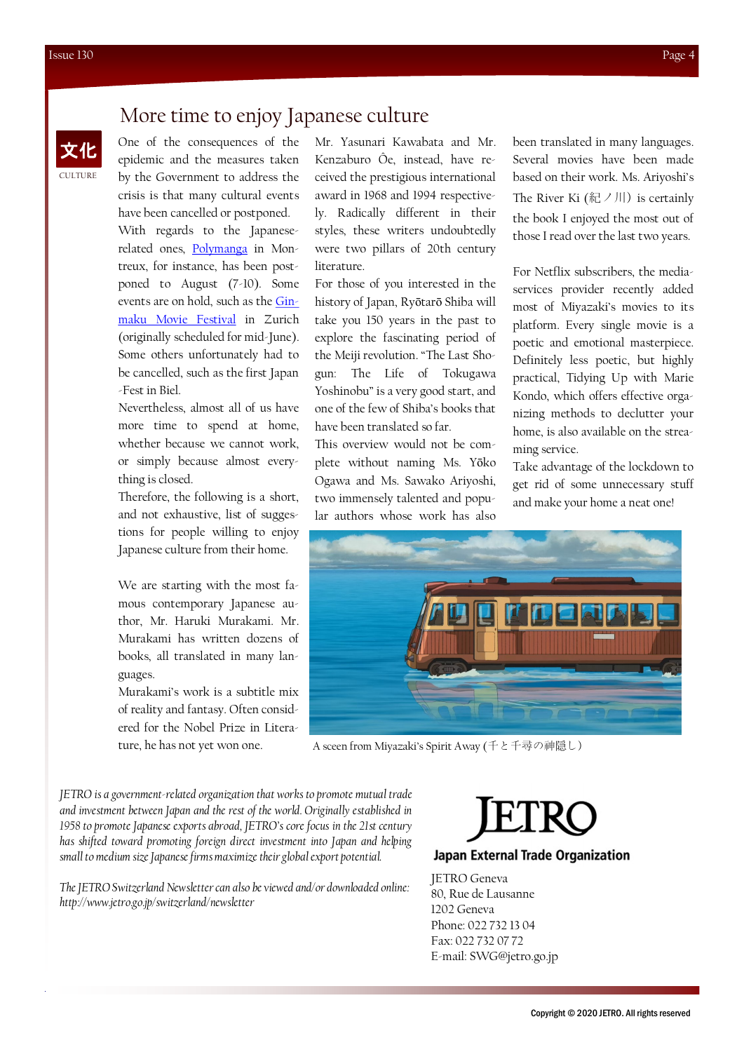# More time to enjoy Japanese culture

文化

CULTURE

One of the consequences of the epidemic and the measures taken by the Government to address the crisis is that many cultural events have been cancelled or postponed. With regards to the Japanese-related ones, Polymanga in Montreux, for instance, has been postponed to August (7-10). Some events are on hold, such as the Ginmaku Movie Festival in Zurich (originally scheduled for mid-June). Some others unfortunately had to be cancelled, such as the first Japan-Fest in Biel.

Nevertheless, almost all of us have more time to spend at home, whether because we cannot work, or simply because almost everything is closed.

Therefore, the following is a short, and not exhaustive, list of suggestions for people willing to enjoy Japanese culture from their home.

We are starting with the most famous contemporary Japanese author, Mr. Haruki Murakami. Mr. Murakami has written dozens of books, all translated in many languages.

Murakami's work is a subtitle mix of reality and fantasy. Often considered for the Nobel Prize in Literature, he has not yet won one.

Mr. Yasunari Kawabata and Mr. Kenzaburo Ôe, instead, have received the prestigious international award in 1968 and 1994 respectively. Radically different in their styles, these writers undoubtedly were two pillars of 20th century literature.

For those of you interested in the history of Japan, Ryōtarō Shiba will take you 150 years in the past to explore the fascinating period of the Meiji revolution. "The Last Shogun: The Life of Tokugawa Yoshinobu" is a very good start, and one of the few of Shiba's books that have been translated so far.

This overview would not be complete without naming Ms. Yōko Ogawa and Ms. Sawako Ariyoshi, two immensely talented and popular authors whose work has also been translated in many languages. Several movies have been made based on their work. Ms. Ariyoshi's The River Ki (紀ノ川) is certainly the book I enjoyed the most out of those I read over the last two years.

For Netflix subscribers, the media-services provider recently added most of Miyazaki's movies to its platform. Every single movie is a poetic and emotional masterpiece. Definitely less poetic, but highly practical, Tidying Up with Marie Kondo, which offers effective organizing methods to declutter your home, is also available on the streaming service.

Take advantage of the lockdown to get rid of some unnecessary stuff and make your home a neat one!

A sceen from Miyazaki's Spirit Away (千と千尋の神隠し)

*JETRO is a government-related organization that works to promote mutual trade and investment between Japan and the rest of the world. Originally established in 1958 to promote Japanese exports abroad, JETRO's core focus in the 21st century has shifted toward promoting foreign direct investment into Japan and helping small to medium size Japanese firms maximize their global export potential.*

*The JETRO Switzerland Newsletter can also be viewed and/or downloaded online: http://www.jetro.go.jp/switzerland/newsletter*

JETRO
Japan External Trade Organization

JETRO Geneva
80, Rue de Lausanne
1202 Geneva
Phone: 022 732 13 04
Fax: 022 732 07 72
E-mail: SWG@jetro.go.jp

Copyright © 2020 JETRO. All rights reserved